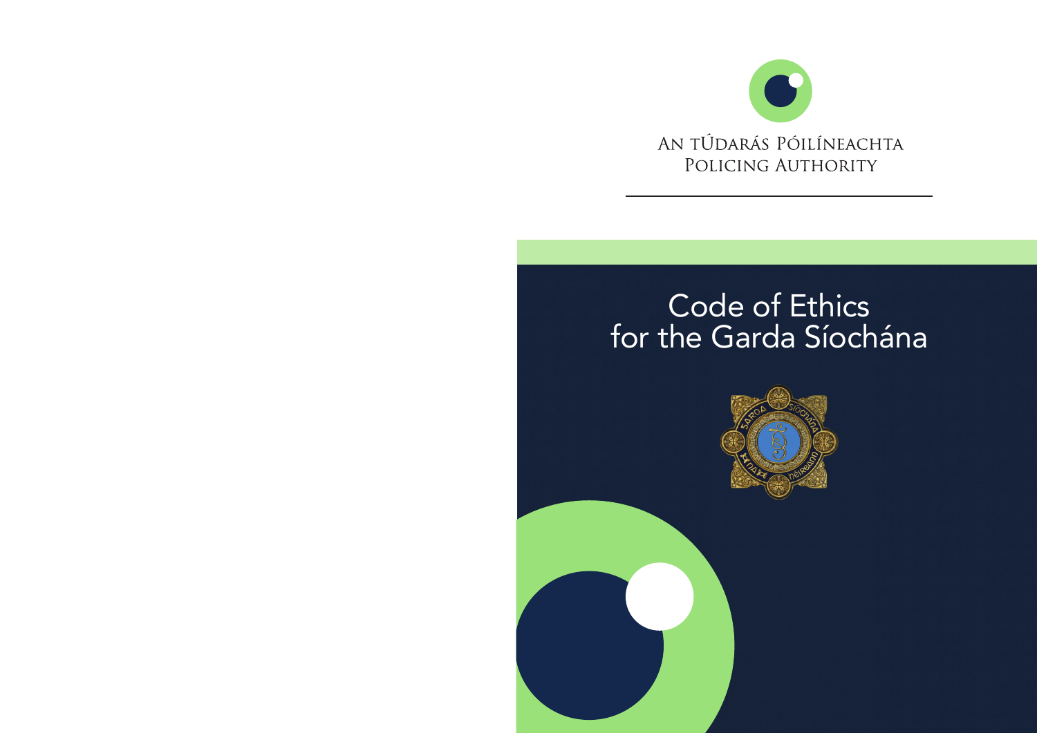An tÚdarás Póilíneachta
Policing Authority

# Code of Ethics for the Garda Síochána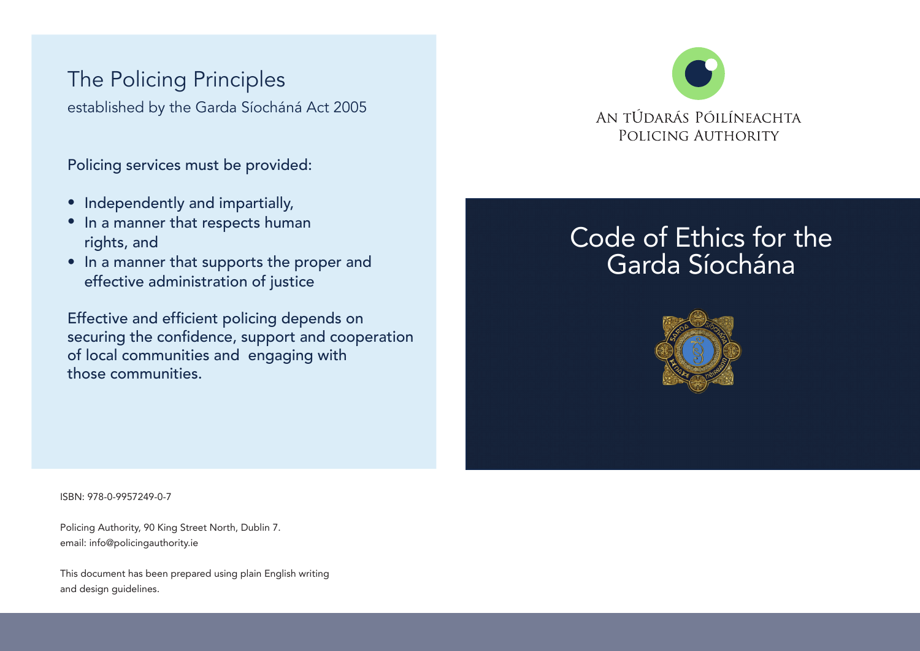## The Policing Principles

established by the Garda Síochána Act 2005

Policing services must be provided:

- Independently and impartially,
- In a manner that respects human rights, and
- In a manner that supports the proper and effective administration of justice

Effective and efficient policing depends on securing the confidence, support and cooperation of local communities and engaging with those communities.

ISBN: 978-0-9957249-0-7

Policing Authority, 90 King Street North, Dublin 7.
email: info@policingauthority.ie

This document has been prepared using plain English writing and design guidelines.

AN tÚDARÁS PÓILÍNEACHTA
POLICING AUTHORITY

# Code of Ethics for the Garda Síochána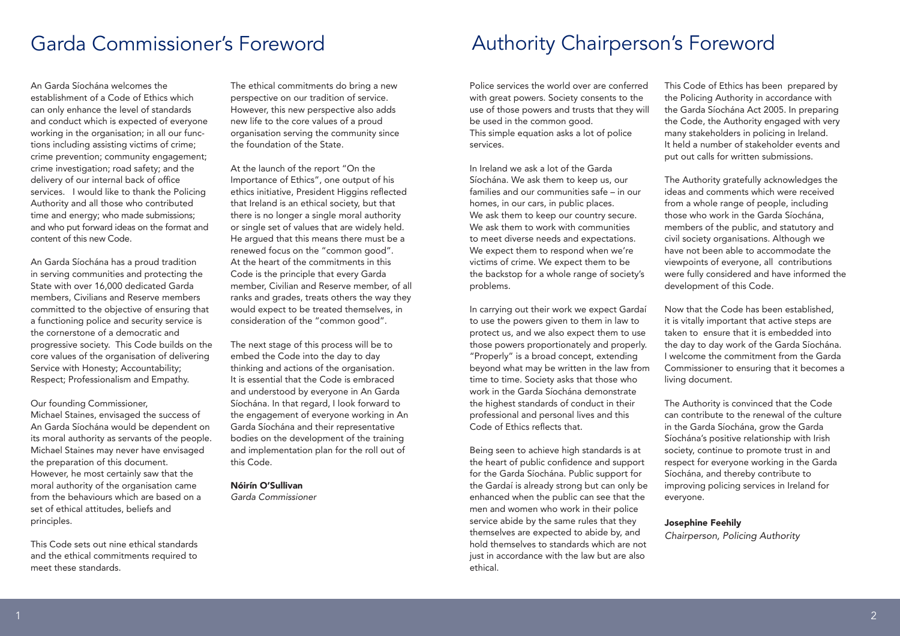# Garda Commissioner's Foreword

An Garda Síochána welcomes the establishment of a Code of Ethics which can only enhance the level of standards and conduct which is expected of everyone working in the organisation; in all our functions including assisting victims of crime; crime prevention; community engagement; crime investigation; road safety; and the delivery of our internal back of office services. I would like to thank the Policing Authority and all those who contributed time and energy; who made submissions; and who put forward ideas on the format and content of this new Code.

An Garda Síochána has a proud tradition in serving communities and protecting the State with over 16,000 dedicated Garda members, Civilians and Reserve members committed to the objective of ensuring that a functioning police and security service is the cornerstone of a democratic and progressive society. This Code builds on the core values of the organisation of delivering Service with Honesty; Accountability; Respect; Professionalism and Empathy.

Our founding Commissioner, Michael Staines, envisaged the success of An Garda Síochána would be dependent on its moral authority as servants of the people. Michael Staines may never have envisaged the preparation of this document. However, he most certainly saw that the moral authority of the organisation came from the behaviours which are based on a set of ethical attitudes, beliefs and principles.

This Code sets out nine ethical standards and the ethical commitments required to meet these standards.

The ethical commitments do bring a new perspective on our tradition of service. However, this new perspective also adds new life to the core values of a proud organisation serving the community since the foundation of the State.

At the launch of the report "On the Importance of Ethics", one output of his ethics initiative, President Higgins reflected that Ireland is an ethical society, but that there is no longer a single moral authority or single set of values that are widely held. He argued that this means there must be a renewed focus on the "common good". At the heart of the commitments in this Code is the principle that every Garda member, Civilian and Reserve member, of all ranks and grades, treats others the way they would expect to be treated themselves, in consideration of the "common good".

The next stage of this process will be to embed the Code into the day to day thinking and actions of the organisation. It is essential that the Code is embraced and understood by everyone in An Garda Síochána. In that regard, I look forward to the engagement of everyone working in An Garda Síochána and their representative bodies on the development of the training and implementation plan for the roll out of this Code.

**Nóirín O'Sullivan**
*Garda Commissioner*

# Authority Chairperson's Foreword

Police services the world over are conferred with great powers. Society consents to the use of those powers and trusts that they will be used in the common good. This simple equation asks a lot of police services.

In Ireland we ask a lot of the Garda Síochána. We ask them to keep us, our families and our communities safe – in our homes, in our cars, in public places. We ask them to keep our country secure. We ask them to work with communities to meet diverse needs and expectations. We expect them to respond when we're victims of crime. We expect them to be the backstop for a whole range of society's problems.

In carrying out their work we expect Gardaí to use the powers given to them in law to protect us, and we also expect them to use those powers proportionately and properly. "Properly" is a broad concept, extending beyond what may be written in the law from time to time. Society asks that those who work in the Garda Síochána demonstrate the highest standards of conduct in their professional and personal lives and this Code of Ethics reflects that.

Being seen to achieve high standards is at the heart of public confidence and support for the Garda Síochána. Public support for the Gardaí is already strong but can only be enhanced when the public can see that the men and women who work in their police service abide by the same rules that they themselves are expected to abide by, and hold themselves to standards which are not just in accordance with the law but are also ethical.

This Code of Ethics has been prepared by the Policing Authority in accordance with the Garda Síochána Act 2005. In preparing the Code, the Authority engaged with very many stakeholders in policing in Ireland. It held a number of stakeholder events and put out calls for written submissions.

The Authority gratefully acknowledges the ideas and comments which were received from a whole range of people, including those who work in the Garda Síochána, members of the public, and statutory and civil society organisations. Although we have not been able to accommodate the viewpoints of everyone, all contributions were fully considered and have informed the development of this Code.

Now that the Code has been established, it is vitally important that active steps are taken to ensure that it is embedded into the day to day work of the Garda Síochána. I welcome the commitment from the Garda Commissioner to ensuring that it becomes a living document.

The Authority is convinced that the Code can contribute to the renewal of the culture in the Garda Síochána, grow the Garda Síochána's positive relationship with Irish society, continue to promote trust in and respect for everyone working in the Garda Síochána, and thereby contribute to improving policing services in Ireland for everyone.

**Josephine Feehily**
*Chairperson, Policing Authority*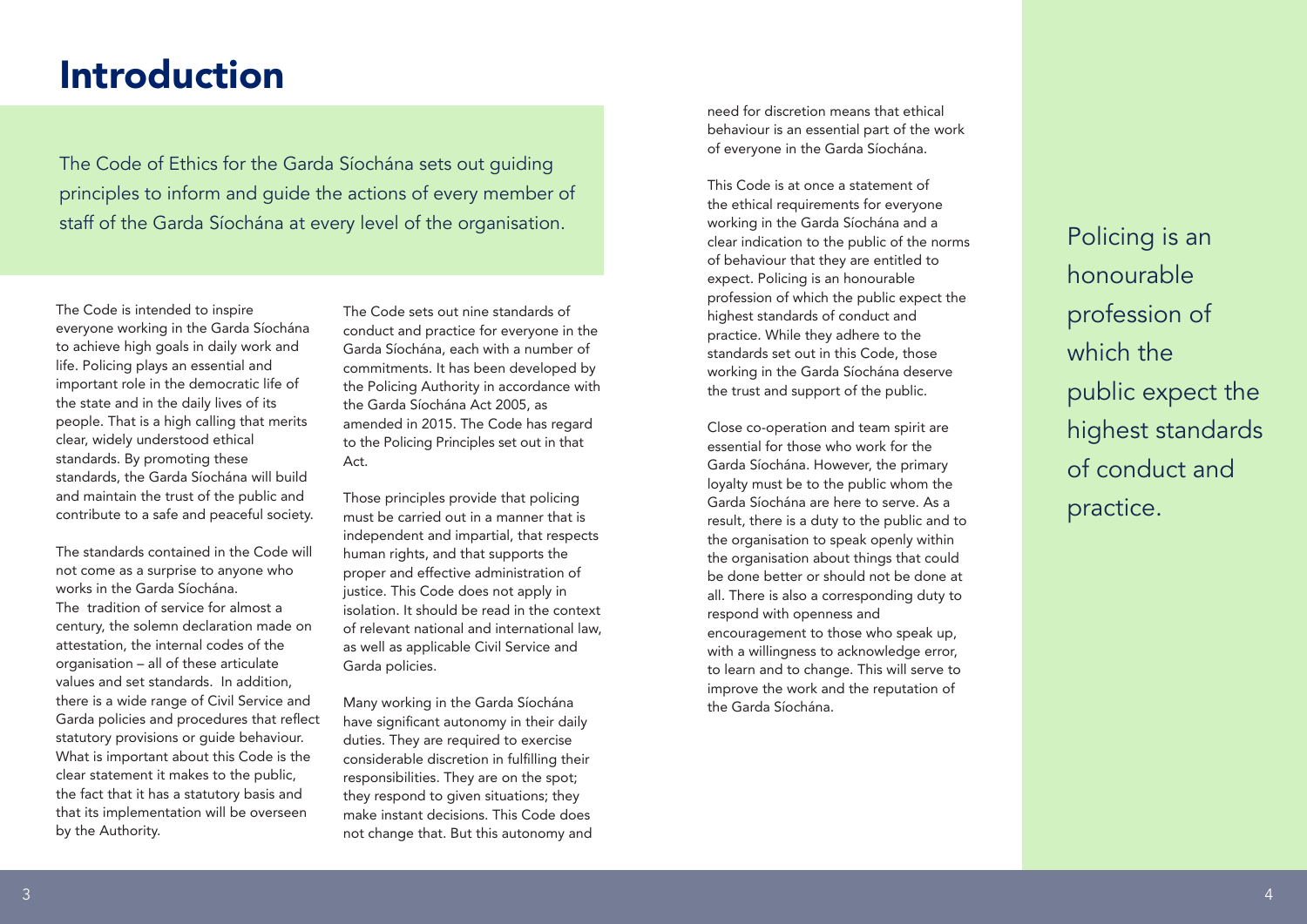# Introduction

The Code of Ethics for the Garda Síochána sets out guiding principles to inform and guide the actions of every member of staff of the Garda Síochána at every level of the organisation.

The Code is intended to inspire everyone working in the Garda Síochána to achieve high goals in daily work and life. Policing plays an essential and important role in the democratic life of the state and in the daily lives of its people. That is a high calling that merits clear, widely understood ethical standards. By promoting these standards, the Garda Síochána will build and maintain the trust of the public and contribute to a safe and peaceful society.

The standards contained in the Code will not come as a surprise to anyone who works in the Garda Síochána. The tradition of service for almost a century, the solemn declaration made on attestation, the internal codes of the organisation – all of these articulate values and set standards. In addition, there is a wide range of Civil Service and Garda policies and procedures that reflect statutory provisions or guide behaviour. What is important about this Code is the clear statement it makes to the public, the fact that it has a statutory basis and that its implementation will be overseen by the Authority.

The Code sets out nine standards of conduct and practice for everyone in the Garda Síochána, each with a number of commitments. It has been developed by the Policing Authority in accordance with the Garda Síochána Act 2005, as amended in 2015. The Code has regard to the Policing Principles set out in that Act.

Those principles provide that policing must be carried out in a manner that is independent and impartial, that respects human rights, and that supports the proper and effective administration of justice. This Code does not apply in isolation. It should be read in the context of relevant national and international law, as well as applicable Civil Service and Garda policies.

Many working in the Garda Síochána have significant autonomy in their daily duties. They are required to exercise considerable discretion in fulfilling their responsibilities. They are on the spot; they respond to given situations; they make instant decisions. This Code does not change that. But this autonomy and need for discretion means that ethical behaviour is an essential part of the work of everyone in the Garda Síochána.

This Code is at once a statement of the ethical requirements for everyone working in the Garda Síochána and a clear indication to the public of the norms of behaviour that they are entitled to expect. Policing is an honourable profession of which the public expect the highest standards of conduct and practice. While they adhere to the standards set out in this Code, those working in the Garda Síochána deserve the trust and support of the public.

Close co-operation and team spirit are essential for those who work for the Garda Síochána. However, the primary loyalty must be to the public whom the Garda Síochána are here to serve. As a result, there is a duty to the public and to the organisation to speak openly within the organisation about things that could be done better or should not be done at all. There is also a corresponding duty to respond with openness and encouragement to those who speak up, with a willingness to acknowledge error, to learn and to change. This will serve to improve the work and the reputation of the Garda Síochána.

Policing is an honourable profession of which the public expect the highest standards of conduct and practice.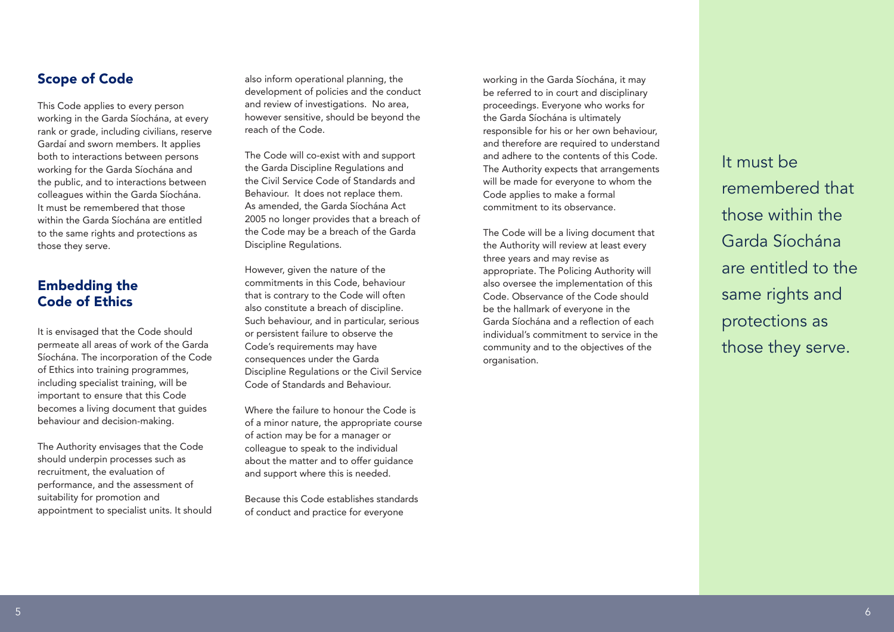## Scope of Code

This Code applies to every person working in the Garda Síochána, at every rank or grade, including civilians, reserve Gardaí and sworn members. It applies both to interactions between persons working for the Garda Síochána and the public, and to interactions between colleagues within the Garda Síochána. It must be remembered that those within the Garda Síochána are entitled to the same rights and protections as those they serve.

## Embedding the Code of Ethics

It is envisaged that the Code should permeate all areas of work of the Garda Síochána. The incorporation of the Code of Ethics into training programmes, including specialist training, will be important to ensure that this Code becomes a living document that guides behaviour and decision-making.

The Authority envisages that the Code should underpin processes such as recruitment, the evaluation of performance, and the assessment of suitability for promotion and appointment to specialist units. It should also inform operational planning, the development of policies and the conduct and review of investigations. No area, however sensitive, should be beyond the reach of the Code.

The Code will co-exist with and support the Garda Discipline Regulations and the Civil Service Code of Standards and Behaviour. It does not replace them. As amended, the Garda Síochána Act 2005 no longer provides that a breach of the Code may be a breach of the Garda Discipline Regulations.

However, given the nature of the commitments in this Code, behaviour that is contrary to the Code will often also constitute a breach of discipline. Such behaviour, and in particular, serious or persistent failure to observe the Code's requirements may have consequences under the Garda Discipline Regulations or the Civil Service Code of Standards and Behaviour.

Where the failure to honour the Code is of a minor nature, the appropriate course of action may be for a manager or colleague to speak to the individual about the matter and to offer guidance and support where this is needed.

Because this Code establishes standards of conduct and practice for everyone working in the Garda Síochána, it may be referred to in court and disciplinary proceedings. Everyone who works for the Garda Síochána is ultimately responsible for his or her own behaviour, and therefore are required to understand and adhere to the contents of this Code. The Authority expects that arrangements will be made for everyone to whom the Code applies to make a formal commitment to its observance.

The Code will be a living document that the Authority will review at least every three years and may revise as appropriate. The Policing Authority will also oversee the implementation of this Code. Observance of the Code should be the hallmark of everyone in the Garda Síochána and a reflection of each individual's commitment to service in the community and to the objectives of the organisation.

It must be remembered that those within the Garda Síochána are entitled to the same rights and protections as those they serve.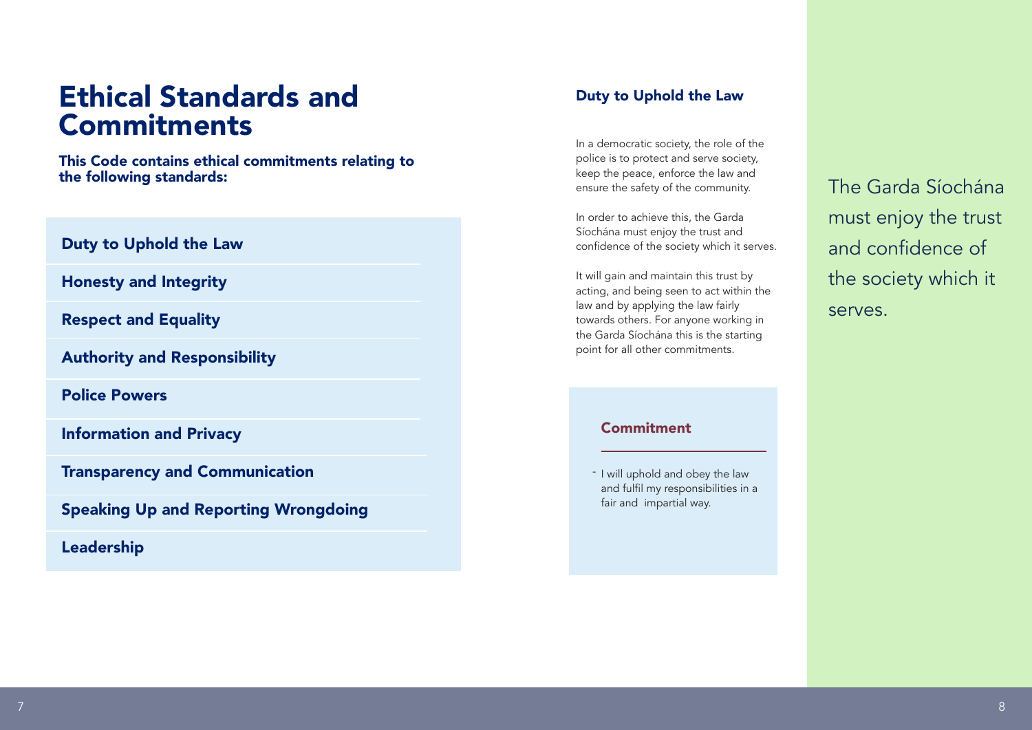# Ethical Standards and Commitments

**This Code contains ethical commitments relating to the following standards:**

- **Duty to Uphold the Law**
- **Honesty and Integrity**
- **Respect and Equality**
- **Authority and Responsibility**
- **Police Powers**
- **Information and Privacy**
- **Transparency and Communication**
- **Speaking Up and Reporting Wrongdoing**
- **Leadership**

## Duty to Uphold the Law

In a democratic society, the role of the police is to protect and serve society, keep the peace, enforce the law and ensure the safety of the community.

In order to achieve this, the Garda Síochána must enjoy the trust and confidence of the society which it serves.

It will gain and maintain this trust by acting, and being seen to act within the law and by applying the law fairly towards others. For anyone working in the Garda Síochána this is the starting point for all other commitments.

### Commitment

- I will uphold and obey the law and fulfil my responsibilities in a fair and impartial way.

The Garda Síochána must enjoy the trust and confidence of the society which it serves.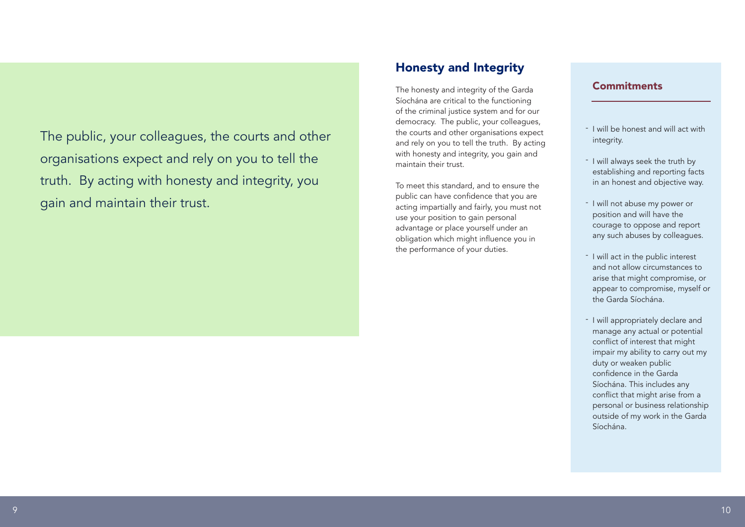The public, your colleagues, the courts and other organisations expect and rely on you to tell the truth. By acting with honesty and integrity, you gain and maintain their trust.

## Honesty and Integrity

The honesty and integrity of the Garda Síochána are critical to the functioning of the criminal justice system and for our democracy. The public, your colleagues, the courts and other organisations expect and rely on you to tell the truth. By acting with honesty and integrity, you gain and maintain their trust.

To meet this standard, and to ensure the public can have confidence that you are acting impartially and fairly, you must not use your position to gain personal advantage or place yourself under an obligation which might influence you in the performance of your duties.

### Commitments

- I will be honest and will act with integrity.
- I will always seek the truth by establishing and reporting facts in an honest and objective way.
- I will not abuse my power or position and will have the courage to oppose and report any such abuses by colleagues.
- I will act in the public interest and not allow circumstances to arise that might compromise, or appear to compromise, myself or the Garda Síochána.
- I will appropriately declare and manage any actual or potential conflict of interest that might impair my ability to carry out my duty or weaken public confidence in the Garda Síochána. This includes any conflict that might arise from a personal or business relationship outside of my work in the Garda Síochána.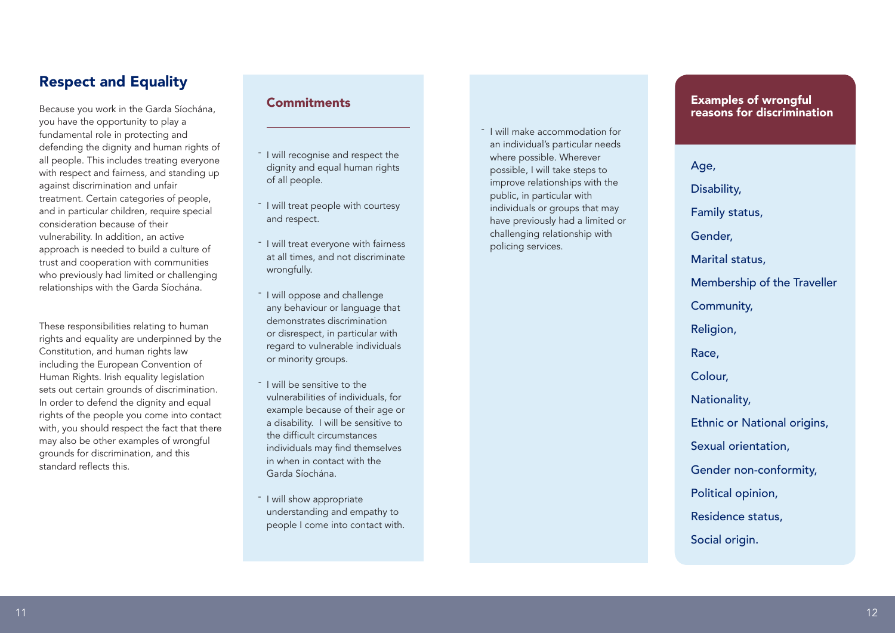## Respect and Equality

Because you work in the Garda Síochána, you have the opportunity to play a fundamental role in protecting and defending the dignity and human rights of all people. This includes treating everyone with respect and fairness, and standing up against discrimination and unfair treatment. Certain categories of people, and in particular children, require special consideration because of their vulnerability. In addition, an active approach is needed to build a culture of trust and cooperation with communities who previously had limited or challenging relationships with the Garda Síochána.

These responsibilities relating to human rights and equality are underpinned by the Constitution, and human rights law including the European Convention of Human Rights. Irish equality legislation sets out certain grounds of discrimination. In order to defend the dignity and equal rights of the people you come into contact with, you should respect the fact that there may also be other examples of wrongful grounds for discrimination, and this standard reflects this.

### Commitments

- I will recognise and respect the dignity and equal human rights of all people.
- I will treat people with courtesy and respect.
- I will treat everyone with fairness at all times, and not discriminate wrongfully.
- I will oppose and challenge any behaviour or language that demonstrates discrimination or disrespect, in particular with regard to vulnerable individuals or minority groups.
- I will be sensitive to the vulnerabilities of individuals, for example because of their age or a disability. I will be sensitive to the difficult circumstances individuals may find themselves in when in contact with the Garda Síochána.
- I will show appropriate understanding and empathy to people I come into contact with.
- I will make accommodation for an individual's particular needs where possible. Wherever possible, I will take steps to improve relationships with the public, in particular with individuals or groups that may have previously had a limited or challenging relationship with policing services.

### Examples of wrongful reasons for discrimination

Age,
Disability,
Family status,
Gender,
Marital status,
Membership of the Traveller Community,
Religion,
Race,
Colour,
Nationality,
Ethnic or National origins,
Sexual orientation,
Gender non-conformity,
Political opinion,
Residence status,
Social origin.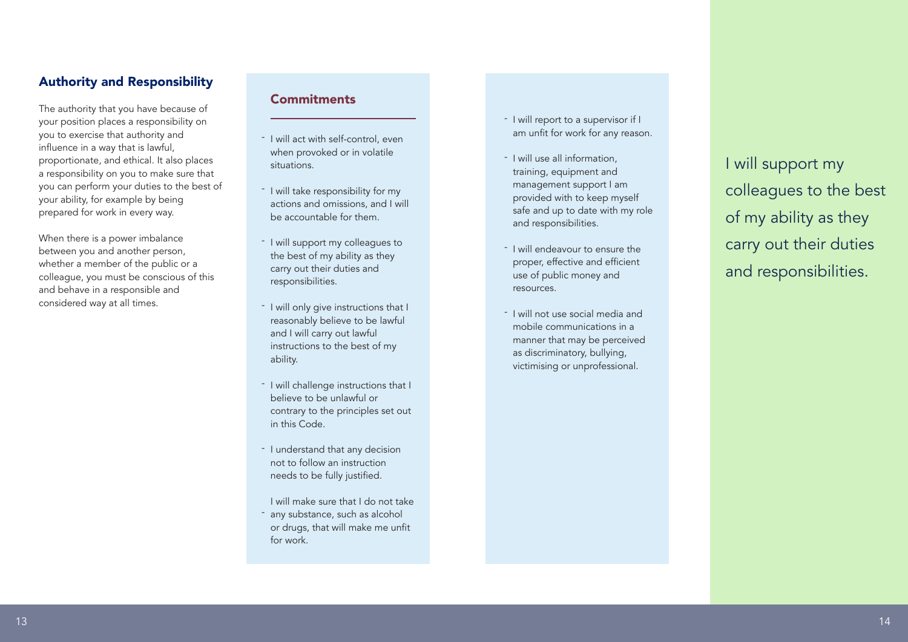## Authority and Responsibility

The authority that you have because of your position places a responsibility on you to exercise that authority and influence in a way that is lawful, proportionate, and ethical. It also places a responsibility on you to make sure that you can perform your duties to the best of your ability, for example by being prepared for work in every way.

When there is a power imbalance between you and another person, whether a member of the public or a colleague, you must be conscious of this and behave in a responsible and considered way at all times.

### Commitments

- I will act with self-control, even when provoked or in volatile situations.
- I will take responsibility for my actions and omissions, and I will be accountable for them.
- I will support my colleagues to the best of my ability as they carry out their duties and responsibilities.
- I will only give instructions that I reasonably believe to be lawful and I will carry out lawful instructions to the best of my ability.
- I will challenge instructions that I believe to be unlawful or contrary to the principles set out in this Code.
- I understand that any decision not to follow an instruction needs to be fully justified.
- I will make sure that I do not take any substance, such as alcohol or drugs, that will make me unfit for work.
- I will report to a supervisor if I am unfit for work for any reason.
- I will use all information, training, equipment and management support I am provided with to keep myself safe and up to date with my role and responsibilities.
- I will endeavour to ensure the proper, effective and efficient use of public money and resources.
- I will not use social media and mobile communications in a manner that may be perceived as discriminatory, bullying, victimising or unprofessional.

I will support my colleagues to the best of my ability as they carry out their duties and responsibilities.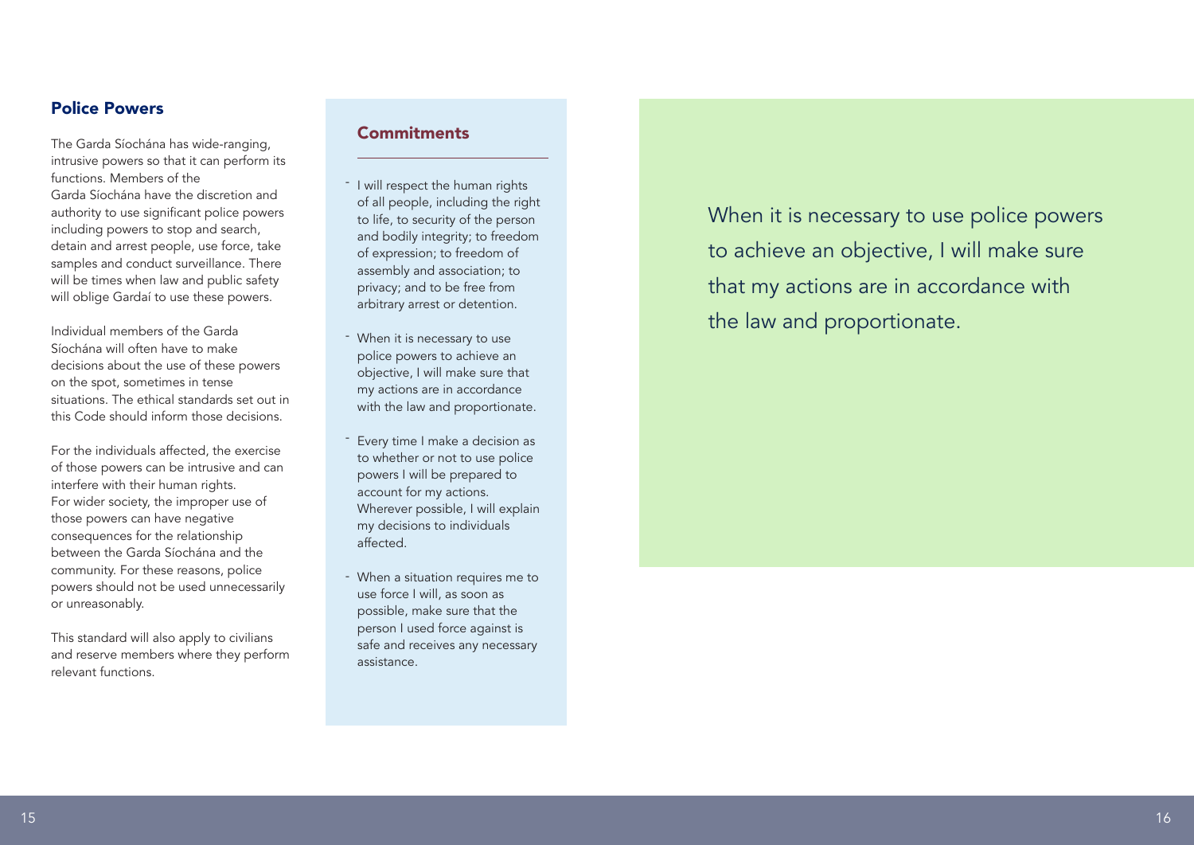## Police Powers

The Garda Síochána has wide-ranging, intrusive powers so that it can perform its functions. Members of the Garda Síochána have the discretion and authority to use significant police powers including powers to stop and search, detain and arrest people, use force, take samples and conduct surveillance. There will be times when law and public safety will oblige Gardaí to use these powers.

Individual members of the Garda Síochána will often have to make decisions about the use of these powers on the spot, sometimes in tense situations. The ethical standards set out in this Code should inform those decisions.

For the individuals affected, the exercise of those powers can be intrusive and can interfere with their human rights. For wider society, the improper use of those powers can have negative consequences for the relationship between the Garda Síochána and the community. For these reasons, police powers should not be used unnecessarily or unreasonably.

This standard will also apply to civilians and reserve members where they perform relevant functions.

### Commitments

- I will respect the human rights of all people, including the right to life, to security of the person and bodily integrity; to freedom of expression; to freedom of assembly and association; to privacy; and to be free from arbitrary arrest or detention.
- When it is necessary to use police powers to achieve an objective, I will make sure that my actions are in accordance with the law and proportionate.
- Every time I make a decision as to whether or not to use police powers I will be prepared to account for my actions. Wherever possible, I will explain my decisions to individuals affected.
- When a situation requires me to use force I will, as soon as possible, make sure that the person I used force against is safe and receives any necessary assistance.

When it is necessary to use police powers to achieve an objective, I will make sure that my actions are in accordance with the law and proportionate.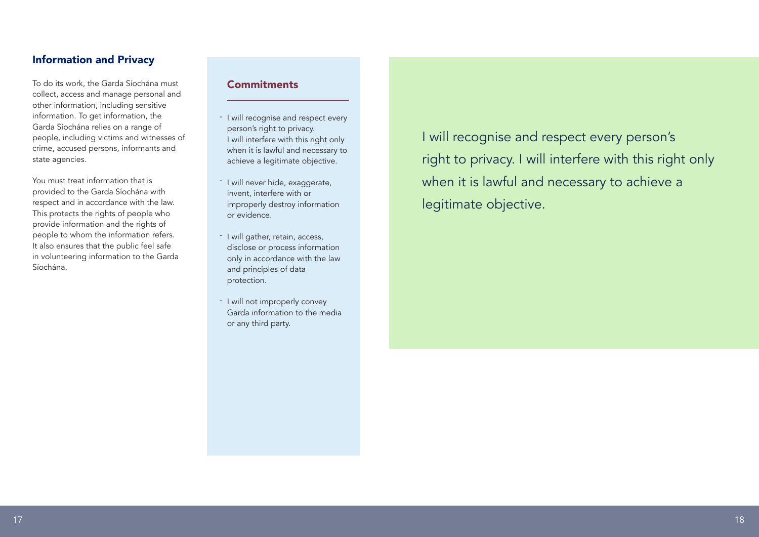## Information and Privacy

To do its work, the Garda Síochána must collect, access and manage personal and other information, including sensitive information. To get information, the Garda Síochána relies on a range of people, including victims and witnesses of crime, accused persons, informants and state agencies.

You must treat information that is provided to the Garda Síochána with respect and in accordance with the law. This protects the rights of people who provide information and the rights of people to whom the information refers. It also ensures that the public feel safe in volunteering information to the Garda Síochána.

### Commitments

- I will recognise and respect every person's right to privacy. I will interfere with this right only when it is lawful and necessary to achieve a legitimate objective.
- I will never hide, exaggerate, invent, interfere with or improperly destroy information or evidence.
- I will gather, retain, access, disclose or process information only in accordance with the law and principles of data protection.
- I will not improperly convey Garda information to the media or any third party.

I will recognise and respect every person's right to privacy. I will interfere with this right only when it is lawful and necessary to achieve a legitimate objective.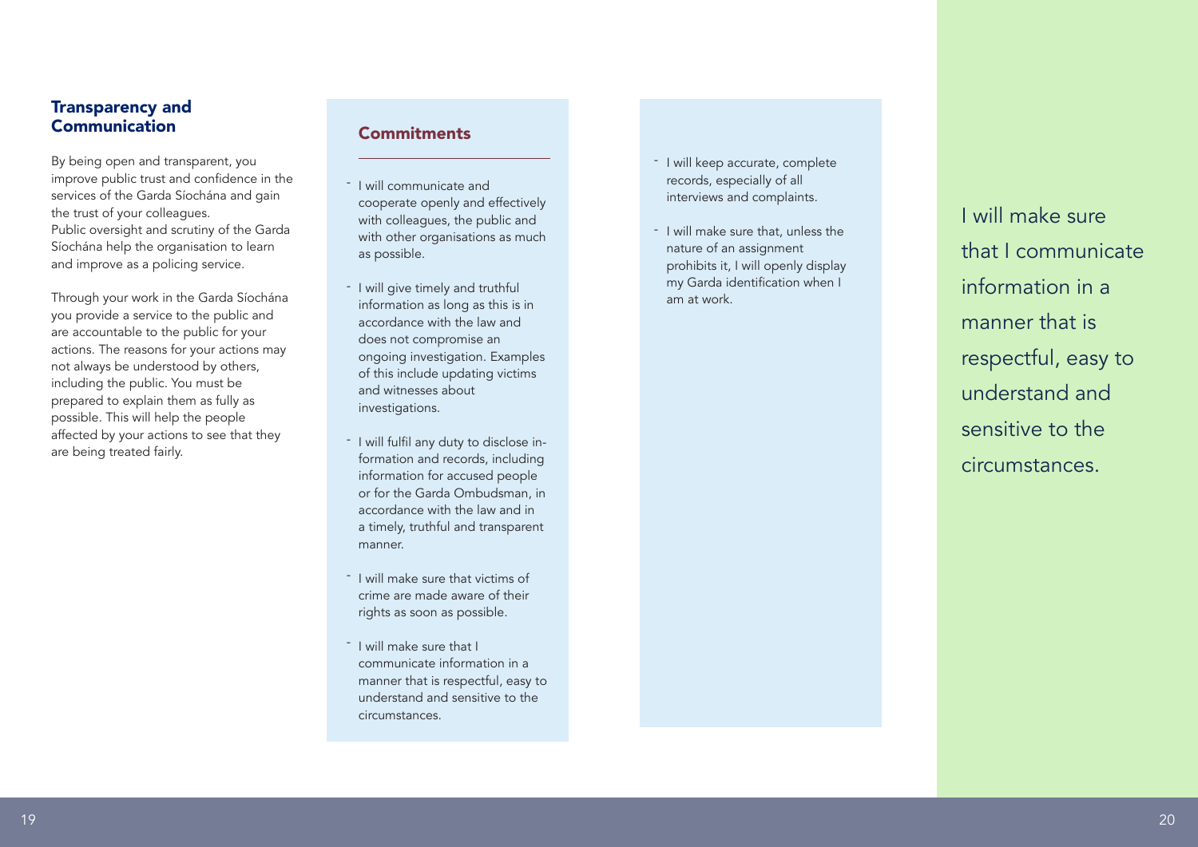## Transparency and Communication

By being open and transparent, you improve public trust and confidence in the services of the Garda Síochána and gain the trust of your colleagues.
Public oversight and scrutiny of the Garda Síochána help the organisation to learn and improve as a policing service.

Through your work in the Garda Síochána you provide a service to the public and are accountable to the public for your actions. The reasons for your actions may not always be understood by others, including the public. You must be prepared to explain them as fully as possible. This will help the people affected by your actions to see that they are being treated fairly.

### Commitments

- I will communicate and cooperate openly and effectively with colleagues, the public and with other organisations as much as possible.
- I will give timely and truthful information as long as this is in accordance with the law and does not compromise an ongoing investigation. Examples of this include updating victims and witnesses about investigations.
- I will fulfil any duty to disclose information and records, including information for accused people or for the Garda Ombudsman, in accordance with the law and in a timely, truthful and transparent manner.
- I will make sure that victims of crime are made aware of their rights as soon as possible.
- I will make sure that I communicate information in a manner that is respectful, easy to understand and sensitive to the circumstances.
- I will keep accurate, complete records, especially of all interviews and complaints.
- I will make sure that, unless the nature of an assignment prohibits it, I will openly display my Garda identification when I am at work.

I will make sure that I communicate information in a manner that is respectful, easy to understand and sensitive to the circumstances.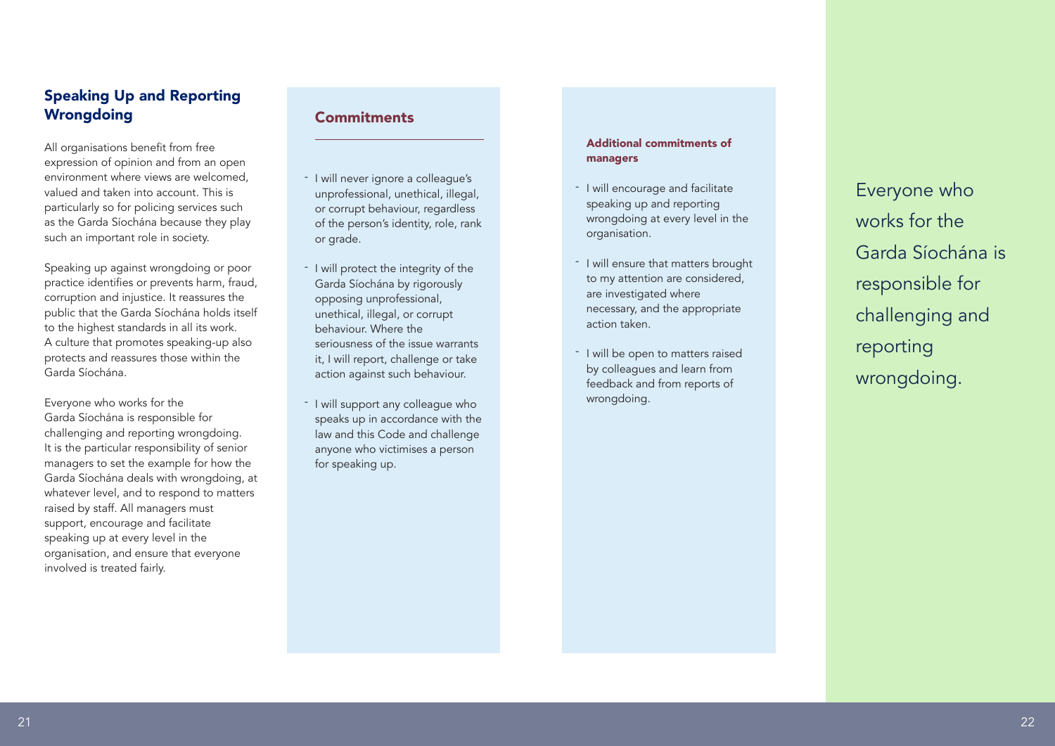## Speaking Up and Reporting Wrongdoing

All organisations benefit from free expression of opinion and from an open environment where views are welcomed, valued and taken into account. This is particularly so for policing services such as the Garda Síochána because they play such an important role in society.

Speaking up against wrongdoing or poor practice identifies or prevents harm, fraud, corruption and injustice. It reassures the public that the Garda Síochána holds itself to the highest standards in all its work. A culture that promotes speaking-up also protects and reassures those within the Garda Síochána.

Everyone who works for the Garda Síochána is responsible for challenging and reporting wrongdoing. It is the particular responsibility of senior managers to set the example for how the Garda Síochána deals with wrongdoing, at whatever level, and to respond to matters raised by staff. All managers must support, encourage and facilitate speaking up at every level in the organisation, and ensure that everyone involved is treated fairly.

### Commitments

- I will never ignore a colleague's unprofessional, unethical, illegal, or corrupt behaviour, regardless of the person's identity, role, rank or grade.
- I will protect the integrity of the Garda Síochána by rigorously opposing unprofessional, unethical, illegal, or corrupt behaviour. Where the seriousness of the issue warrants it, I will report, challenge or take action against such behaviour.
- I will support any colleague who speaks up in accordance with the law and this Code and challenge anyone who victimises a person for speaking up.

#### Additional commitments of managers

- I will encourage and facilitate speaking up and reporting wrongdoing at every level in the organisation.
- I will ensure that matters brought to my attention are considered, are investigated where necessary, and the appropriate action taken.
- I will be open to matters raised by colleagues and learn from feedback and from reports of wrongdoing.

Everyone who works for the Garda Síochána is responsible for challenging and reporting wrongdoing.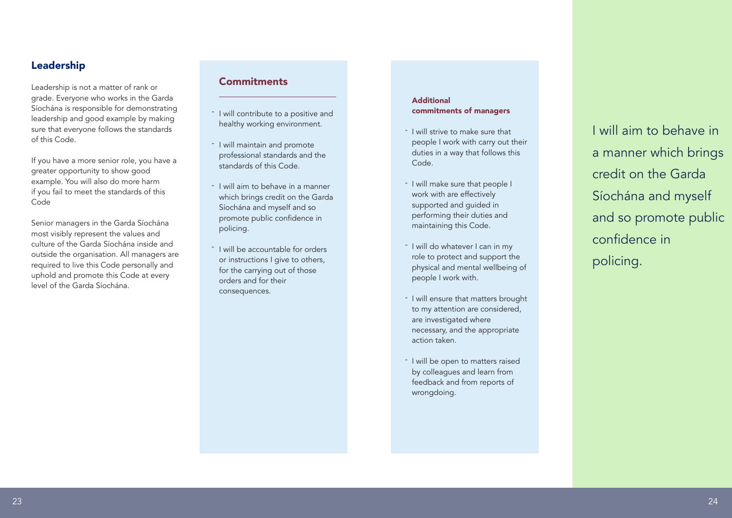## Leadership

Leadership is not a matter of rank or grade. Everyone who works in the Garda Síochána is responsible for demonstrating leadership and good example by making sure that everyone follows the standards of this Code.

If you have a more senior role, you have a greater opportunity to show good example. You will also do more harm if you fail to meet the standards of this Code

Senior managers in the Garda Síochána most visibly represent the values and culture of the Garda Síochána inside and outside the organisation. All managers are required to live this Code personally and uphold and promote this Code at every level of the Garda Síochána.

### Commitments

- I will contribute to a positive and healthy working environment.
- I will maintain and promote professional standards and the standards of this Code.
- I will aim to behave in a manner which brings credit on the Garda Síochána and myself and so promote public confidence in policing.
- I will be accountable for orders or instructions I give to others, for the carrying out of those orders and for their consequences.

#### Additional commitments of managers

- I will strive to make sure that people I work with carry out their duties in a way that follows this Code.
- I will make sure that people I work with are effectively supported and guided in performing their duties and maintaining this Code.
- I will do whatever I can in my role to protect and support the physical and mental wellbeing of people I work with.
- I will ensure that matters brought to my attention are considered, are investigated where necessary, and the appropriate action taken.
- I will be open to matters raised by colleagues and learn from feedback and from reports of wrongdoing.

I will aim to behave in a manner which brings credit on the Garda Síochána and myself and so promote public confidence in policing.